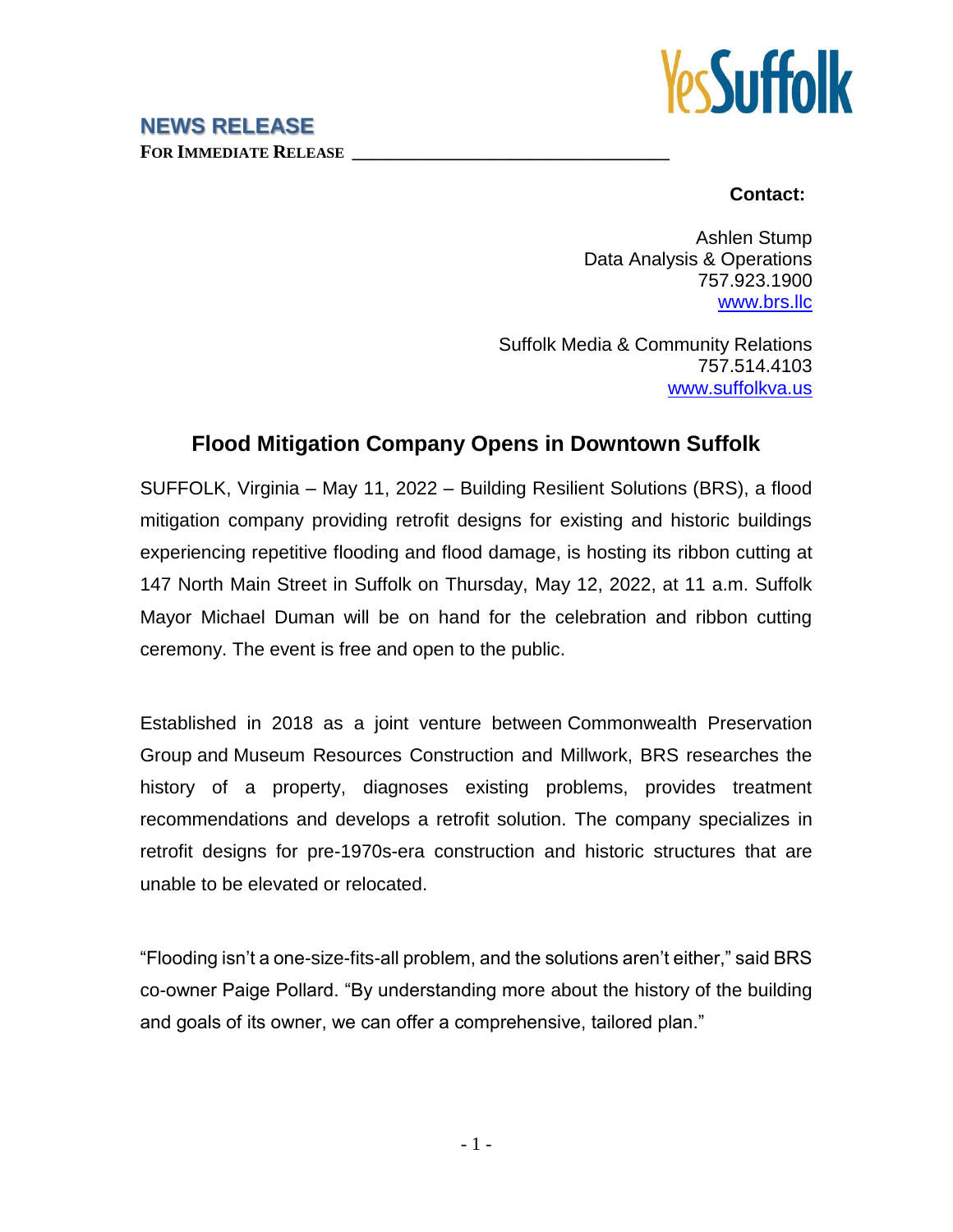YesSuffolk

**NEWS RELEASE**

**FOR IMMEDIATE RELEASE**

**Contact:**

Ashlen Stump
Data Analysis & Operations
757.923.1900
www.brs.llc

Suffolk Media & Community Relations
757.514.4103
www.suffolkva.us

## Flood Mitigation Company Opens in Downtown Suffolk

SUFFOLK, Virginia – May 11, 2022 – Building Resilient Solutions (BRS), a flood mitigation company providing retrofit designs for existing and historic buildings experiencing repetitive flooding and flood damage, is hosting its ribbon cutting at 147 North Main Street in Suffolk on Thursday, May 12, 2022, at 11 a.m. Suffolk Mayor Michael Duman will be on hand for the celebration and ribbon cutting ceremony. The event is free and open to the public.

Established in 2018 as a joint venture between Commonwealth Preservation Group and Museum Resources Construction and Millwork, BRS researches the history of a property, diagnoses existing problems, provides treatment recommendations and develops a retrofit solution. The company specializes in retrofit designs for pre-1970s-era construction and historic structures that are unable to be elevated or relocated.

"Flooding isn't a one-size-fits-all problem, and the solutions aren't either," said BRS co-owner Paige Pollard. "By understanding more about the history of the building and goals of its owner, we can offer a comprehensive, tailored plan."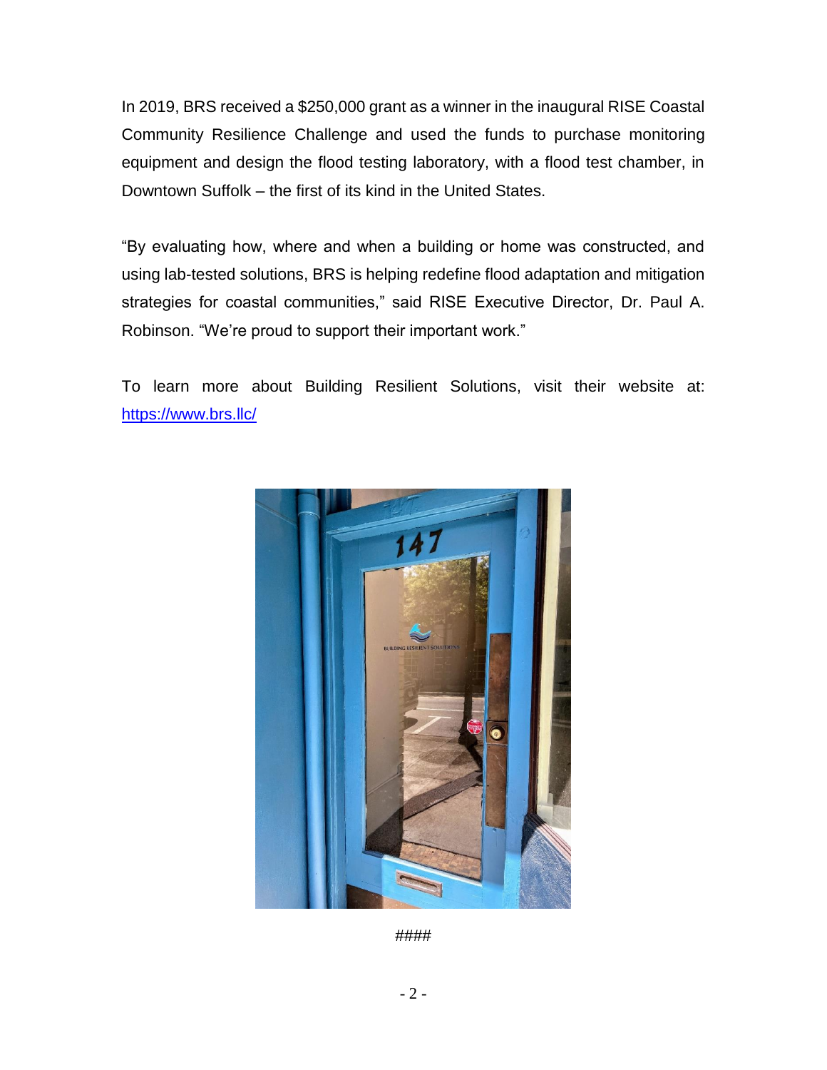In 2019, BRS received a $250,000 grant as a winner in the inaugural RISE Coastal Community Resilience Challenge and used the funds to purchase monitoring equipment and design the flood testing laboratory, with a flood test chamber, in Downtown Suffolk – the first of its kind in the United States.

"By evaluating how, where and when a building or home was constructed, and using lab-tested solutions, BRS is helping redefine flood adaptation and mitigation strategies for coastal communities," said RISE Executive Director, Dr. Paul A. Robinson. "We're proud to support their important work."

To learn more about Building Resilient Solutions, visit their website at: https://www.brs.llc/

####